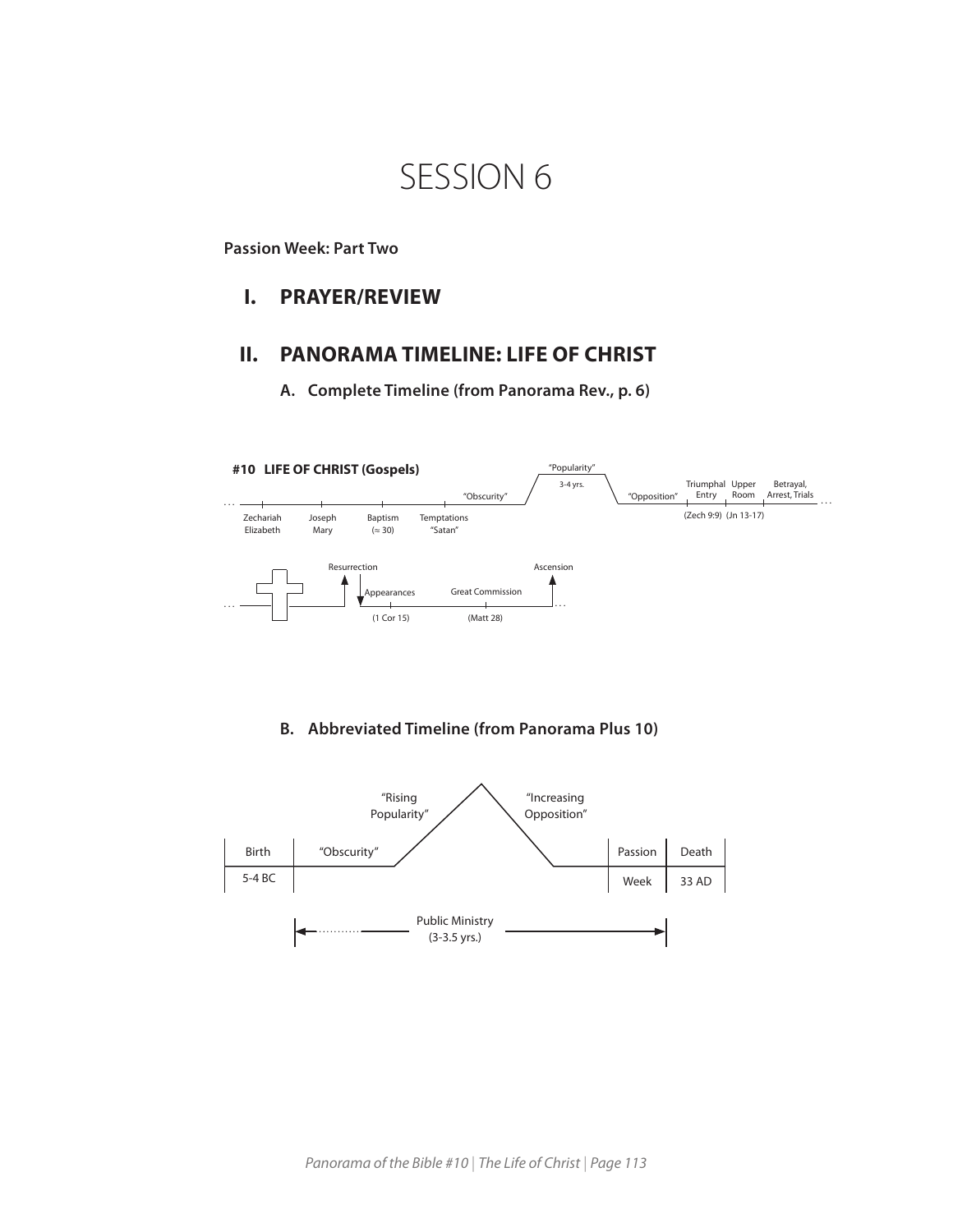# SESSION 6

**Passion Week: Part Two**

## I. PRAYER/REVIEW

## II. PANORAMA TIMELINE: LIFE OF CHRIST

### A. Complete Timeline (from Panorama Rev., p. 6)

**#10 LIFE OF CHRIST (Gospels)**

"Popularity"

3-4 yrs.

"Obscurity"

"Opposition"

Triumphal Entry — Upper Room — Betrayal, Arrest, Trials

(Zech 9:9) (Jn 13-17)

Zechariah Elizabeth — Joseph Mary — Baptism (≈ 30) — Temptations "Satan"

Resurrection — Ascension

Appearances — Great Commission

(1 Cor 15) — (Matt 28)

### B. Abbreviated Timeline (from Panorama Plus 10)

"Rising Popularity"

"Increasing Opposition"

| Birth | "Obscurity" | Passion | Death |
|---|---|---|---|
| 5-4 BC | | Week | 33 AD |

Public Ministry (3-3.5 yrs.)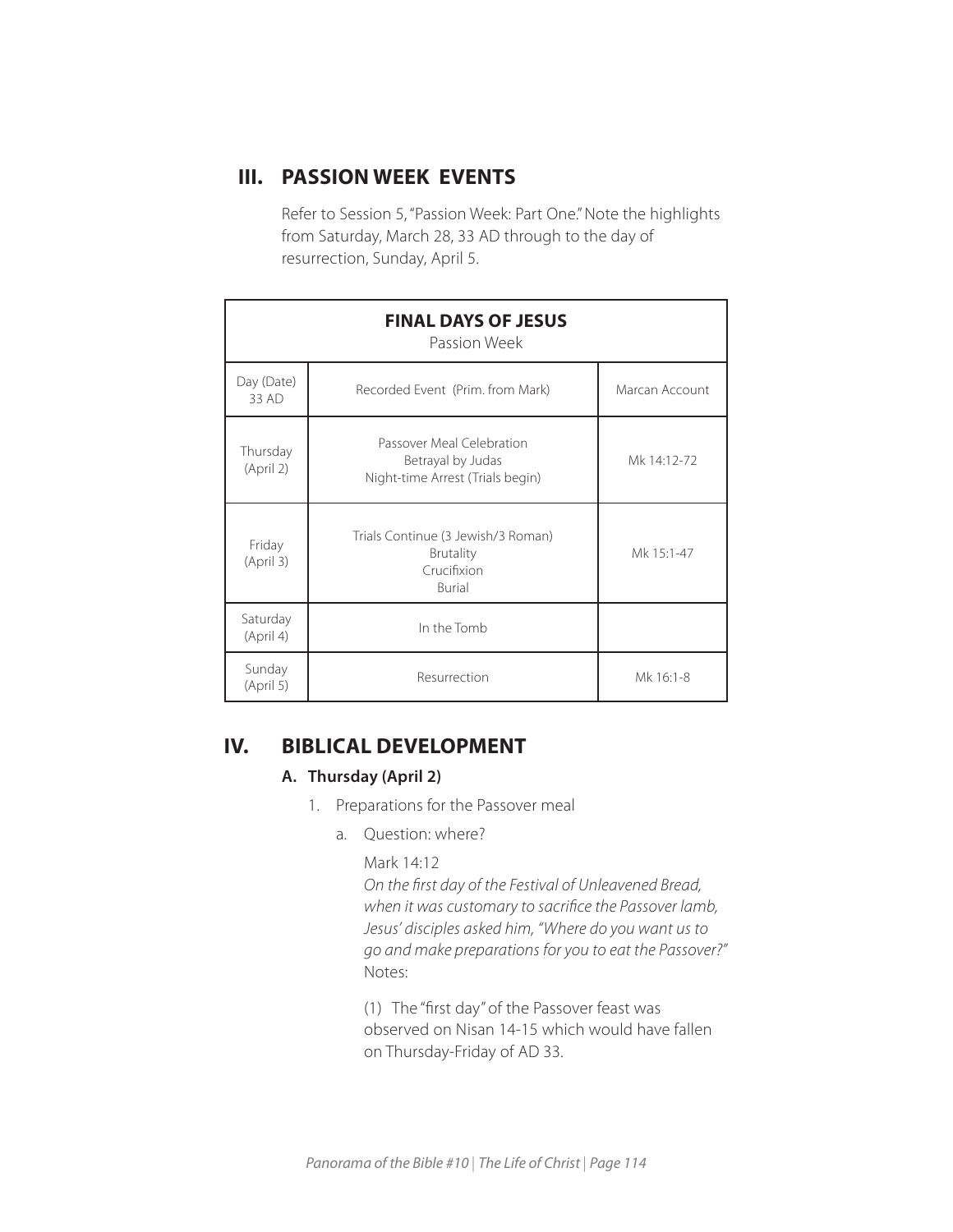## III. PASSION WEEK EVENTS

Refer to Session 5, "Passion Week: Part One." Note the highlights from Saturday, March 28, 33 AD through to the day of resurrection, Sunday, April 5.

| **FINAL DAYS OF JESUS**<br>Passion Week | | |
|---|---|---|
| Day (Date) 33 AD | Recorded Event (Prim. from Mark) | Marcan Account |
| Thursday (April 2) | Passover Meal Celebration<br>Betrayal by Judas<br>Night-time Arrest (Trials begin) | Mk 14:12-72 |
| Friday (April 3) | Trials Continue (3 Jewish/3 Roman)<br>Brutality<br>Crucifixion<br>Burial | Mk 15:1-47 |
| Saturday (April 4) | In the Tomb | |
| Sunday (April 5) | Resurrection | Mk 16:1-8 |

## IV. BIBLICAL DEVELOPMENT

### A. Thursday (April 2)

1. Preparations for the Passover meal

   a. Question: where?

      Mark 14:12
      *On the first day of the Festival of Unleavened Bread, when it was customary to sacrifice the Passover lamb, Jesus' disciples asked him, "Where do you want us to go and make preparations for you to eat the Passover?"*
      Notes:

      (1) The "first day" of the Passover feast was observed on Nisan 14-15 which would have fallen on Thursday-Friday of AD 33.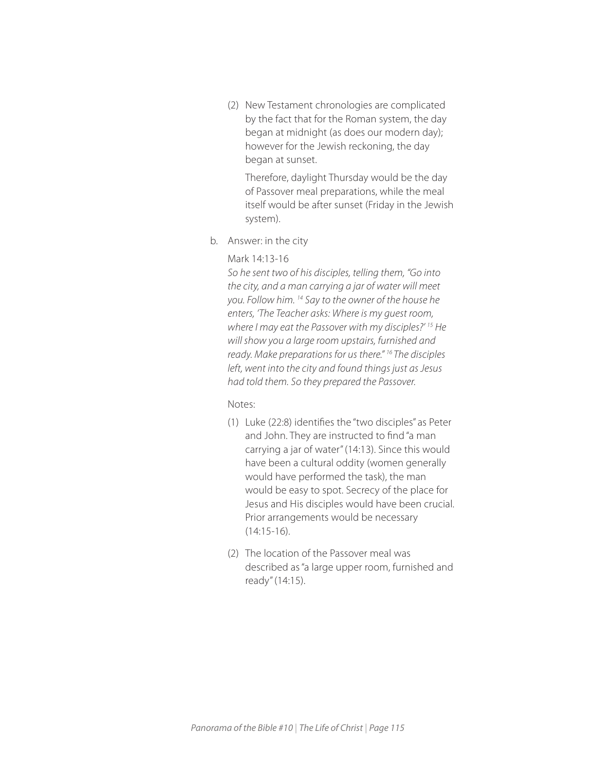(2) New Testament chronologies are complicated by the fact that for the Roman system, the day began at midnight (as does our modern day); however for the Jewish reckoning, the day began at sunset.

    Therefore, daylight Thursday would be the day of Passover meal preparations, while the meal itself would be after sunset (Friday in the Jewish system).

b. Answer: in the city

   Mark 14:13-16

   *So he sent two of his disciples, telling them, "Go into the city, and a man carrying a jar of water will meet you. Follow him. [14] Say to the owner of the house he enters, 'The Teacher asks: Where is my guest room, where I may eat the Passover with my disciples?' [15] He will show you a large room upstairs, furnished and ready. Make preparations for us there." [16] The disciples left, went into the city and found things just as Jesus had told them. So they prepared the Passover.*

   Notes:

   (1) Luke (22:8) identifies the "two disciples" as Peter and John. They are instructed to find "a man carrying a jar of water" (14:13). Since this would have been a cultural oddity (women generally would have performed the task), the man would be easy to spot. Secrecy of the place for Jesus and His disciples would have been crucial. Prior arrangements would be necessary (14:15-16).

   (2) The location of the Passover meal was described as "a large upper room, furnished and ready" (14:15).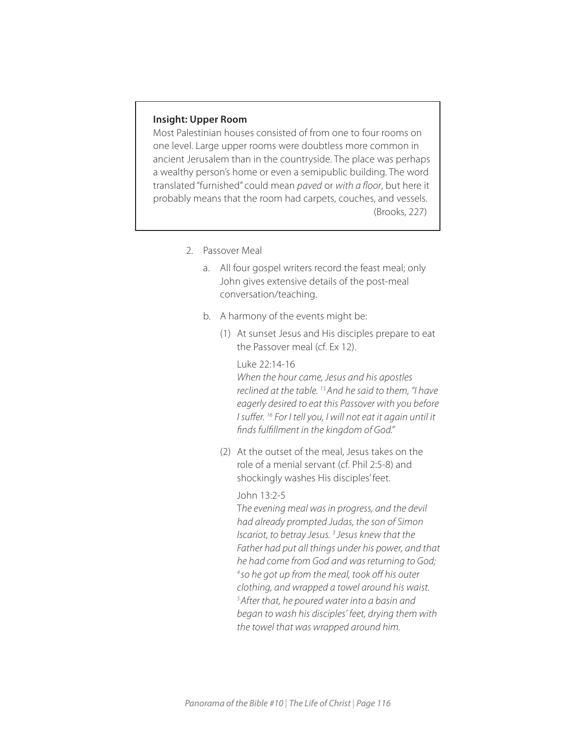**Insight: Upper Room**

Most Palestinian houses consisted of from one to four rooms on one level. Large upper rooms were doubtless more common in ancient Jerusalem than in the countryside. The place was perhaps a wealthy person's home or even a semipublic building. The word translated "furnished" could mean *paved* or *with a floor*, but here it probably means that the room had carpets, couches, and vessels. (Brooks, 227)

2. Passover Meal

   a. All four gospel writers record the feast meal; only John gives extensive details of the post-meal conversation/teaching.

   b. A harmony of the events might be:

      (1) At sunset Jesus and His disciples prepare to eat the Passover meal (cf. Ex 12).

      Luke 22:14-16
      *When the hour came, Jesus and his apostles reclined at the table. [15] And he said to them, "I have eagerly desired to eat this Passover with you before I suffer. [16] For I tell you, I will not eat it again until it finds fulfillment in the kingdom of God."*

      (2) At the outset of the meal, Jesus takes on the role of a menial servant (cf. Phil 2:5-8) and shockingly washes His disciples' feet.

      John 13:2-5
      *The evening meal was in progress, and the devil had already prompted Judas, the son of Simon Iscariot, to betray Jesus. [3] Jesus knew that the Father had put all things under his power, and that he had come from God and was returning to God; [4] so he got up from the meal, took off his outer clothing, and wrapped a towel around his waist. [5] After that, he poured water into a basin and began to wash his disciples' feet, drying them with the towel that was wrapped around him.*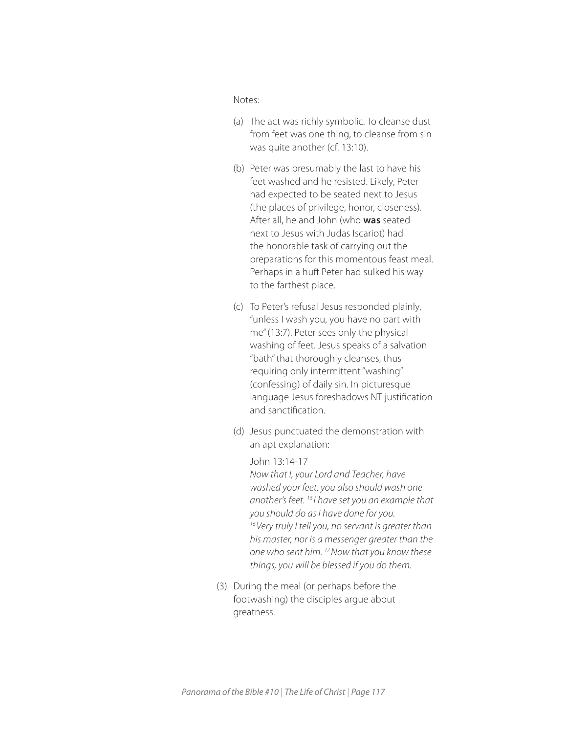Notes:

(a) The act was richly symbolic. To cleanse dust from feet was one thing, to cleanse from sin was quite another (cf. 13:10).

(b) Peter was presumably the last to have his feet washed and he resisted. Likely, Peter had expected to be seated next to Jesus (the places of privilege, honor, closeness). After all, he and John (who **was** seated next to Jesus with Judas Iscariot) had the honorable task of carrying out the preparations for this momentous feast meal. Perhaps in a huff Peter had sulked his way to the farthest place.

(c) To Peter's refusal Jesus responded plainly, "unless I wash you, you have no part with me" (13:7). Peter sees only the physical washing of feet. Jesus speaks of a salvation "bath" that thoroughly cleanses, thus requiring only intermittent "washing" (confessing) of daily sin. In picturesque language Jesus foreshadows NT justification and sanctification.

(d) Jesus punctuated the demonstration with an apt explanation:

John 13:14-17
*Now that I, your Lord and Teacher, have washed your feet, you also should wash one another's feet. [15] I have set you an example that you should do as I have done for you. [16] Very truly I tell you, no servant is greater than his master, nor is a messenger greater than the one who sent him. [17] Now that you know these things, you will be blessed if you do them.*

(3) During the meal (or perhaps before the footwashing) the disciples argue about greatness.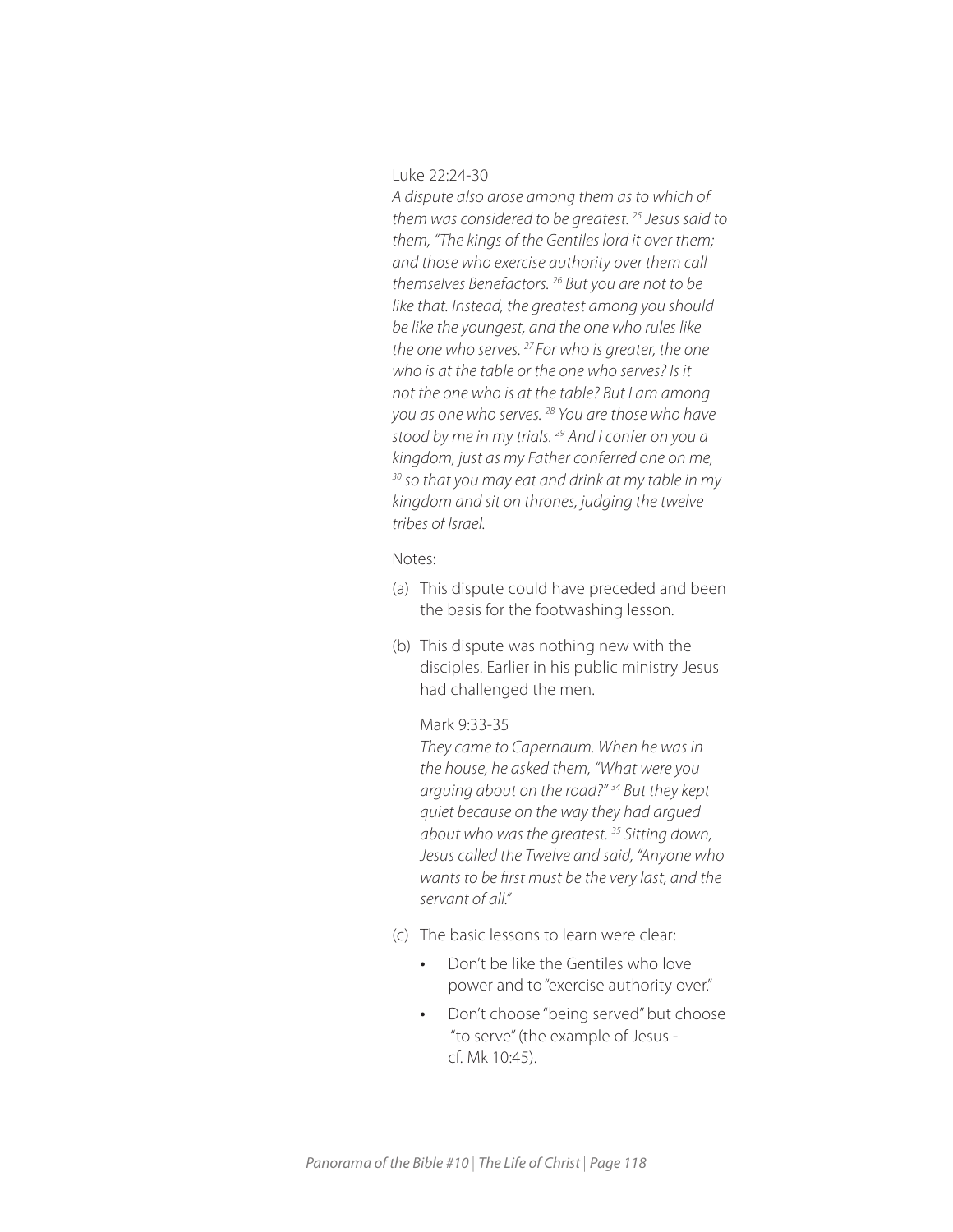Luke 22:24-30

*A dispute also arose among them as to which of them was considered to be greatest. [25] Jesus said to them, "The kings of the Gentiles lord it over them; and those who exercise authority over them call themselves Benefactors. [26] But you are not to be like that. Instead, the greatest among you should be like the youngest, and the one who rules like the one who serves. [27] For who is greater, the one who is at the table or the one who serves? Is it not the one who is at the table? But I am among you as one who serves. [28] You are those who have stood by me in my trials. [29] And I confer on you a kingdom, just as my Father conferred one on me, [30] so that you may eat and drink at my table in my kingdom and sit on thrones, judging the twelve tribes of Israel.*

Notes:

(a) This dispute could have preceded and been the basis for the footwashing lesson.

(b) This dispute was nothing new with the disciples. Earlier in his public ministry Jesus had challenged the men.

Mark 9:33-35

*They came to Capernaum. When he was in the house, he asked them, "What were you arguing about on the road?" [34] But they kept quiet because on the way they had argued about who was the greatest. [35] Sitting down, Jesus called the Twelve and said, "Anyone who wants to be first must be the very last, and the servant of all."*

(c) The basic lessons to learn were clear:

- Don't be like the Gentiles who love power and to "exercise authority over."
- Don't choose "being served" but choose "to serve" (the example of Jesus - cf. Mk 10:45).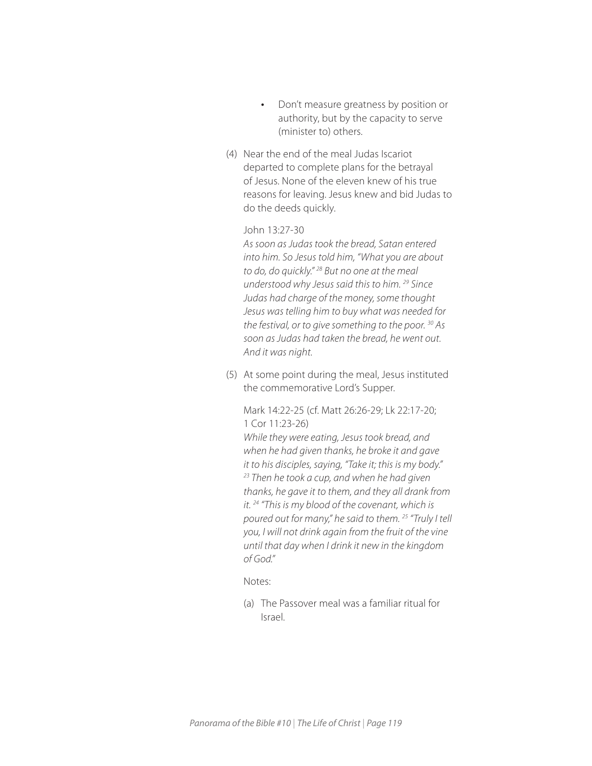- Don't measure greatness by position or authority, but by the capacity to serve (minister to) others.

(4) Near the end of the meal Judas Iscariot departed to complete plans for the betrayal of Jesus. None of the eleven knew of his true reasons for leaving. Jesus knew and bid Judas to do the deeds quickly.

John 13:27-30
*As soon as Judas took the bread, Satan entered into him. So Jesus told him, "What you are about to do, do quickly."* [28] *But no one at the meal understood why Jesus said this to him.* [29] *Since Judas had charge of the money, some thought Jesus was telling him to buy what was needed for the festival, or to give something to the poor.* [30] *As soon as Judas had taken the bread, he went out. And it was night.*

(5) At some point during the meal, Jesus instituted the commemorative Lord's Supper.

Mark 14:22-25 (cf. Matt 26:26-29; Lk 22:17-20; 1 Cor 11:23-26)
*While they were eating, Jesus took bread, and when he had given thanks, he broke it and gave it to his disciples, saying, "Take it; this is my body."* [23] *Then he took a cup, and when he had given thanks, he gave it to them, and they all drank from it.* [24] *"This is my blood of the covenant, which is poured out for many," he said to them.* [25] *"Truly I tell you, I will not drink again from the fruit of the vine until that day when I drink it new in the kingdom of God."*

Notes:

(a) The Passover meal was a familiar ritual for Israel.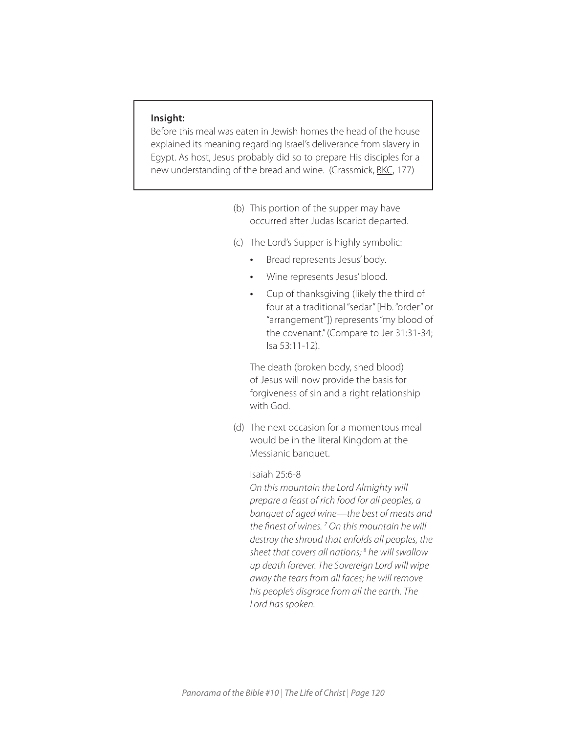> **Insight:**
> Before this meal was eaten in Jewish homes the head of the house explained its meaning regarding Israel's deliverance from slavery in Egypt. As host, Jesus probably did so to prepare His disciples for a new understanding of the bread and wine. (Grassmick, BKC, 177)

(b) This portion of the supper may have occurred after Judas Iscariot departed.

(c) The Lord's Supper is highly symbolic:

- Bread represents Jesus' body.
- Wine represents Jesus' blood.
- Cup of thanksgiving (likely the third of four at a traditional "sedar" [Hb. "order" or "arrangement"]) represents "my blood of the covenant." (Compare to Jer 31:31-34; Isa 53:11-12).

The death (broken body, shed blood) of Jesus will now provide the basis for forgiveness of sin and a right relationship with God.

(d) The next occasion for a momentous meal would be in the literal Kingdom at the Messianic banquet.

Isaiah 25:6-8
*On this mountain the Lord Almighty will prepare a feast of rich food for all peoples, a banquet of aged wine—the best of meats and the finest of wines. [7] On this mountain he will destroy the shroud that enfolds all peoples, the sheet that covers all nations; [8] he will swallow up death forever. The Sovereign Lord will wipe away the tears from all faces; he will remove his people's disgrace from all the earth. The Lord has spoken.*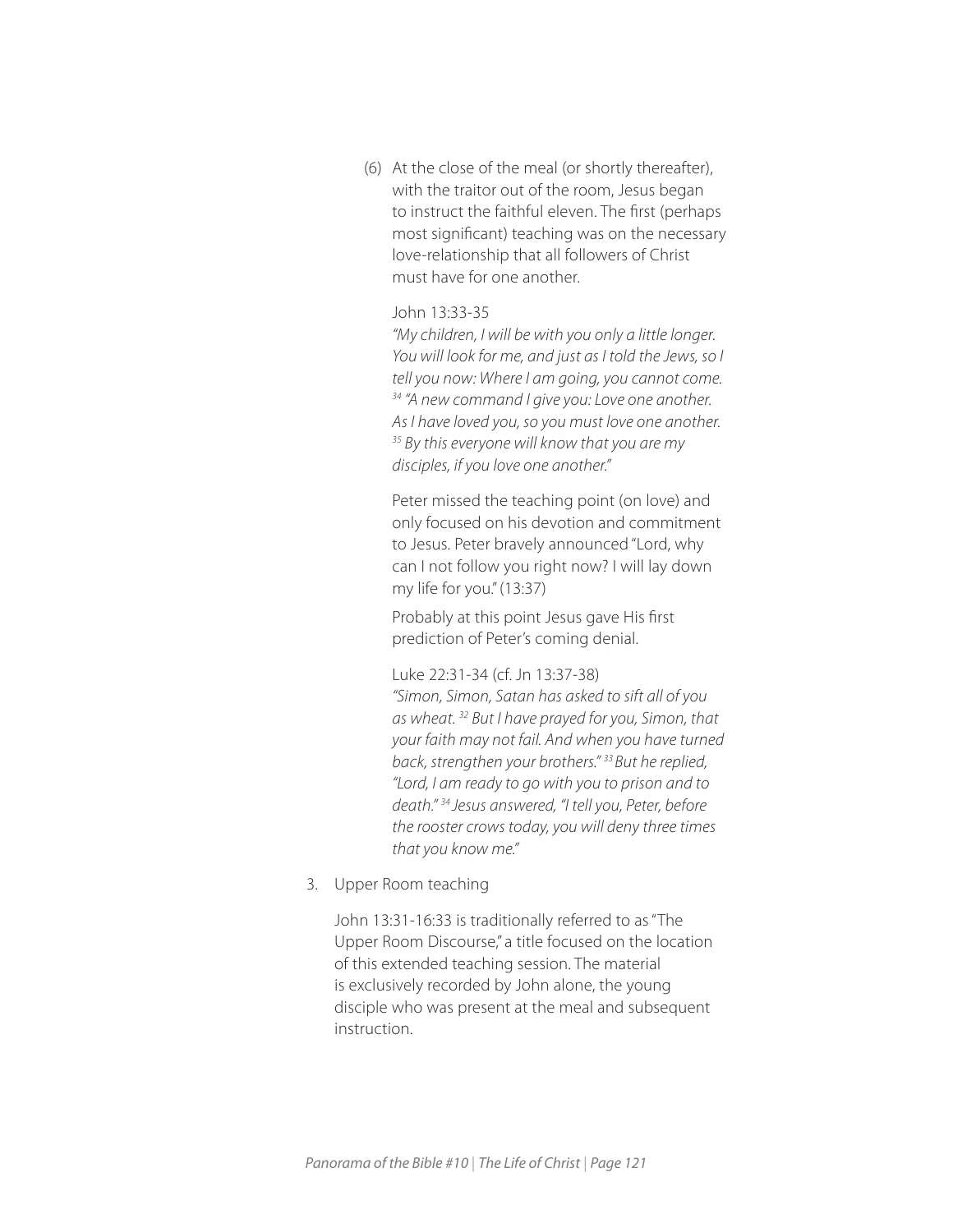(6) At the close of the meal (or shortly thereafter), with the traitor out of the room, Jesus began to instruct the faithful eleven. The first (perhaps most significant) teaching was on the necessary love-relationship that all followers of Christ must have for one another.

John 13:33-35

*"My children, I will be with you only a little longer. You will look for me, and just as I told the Jews, so I tell you now: Where I am going, you cannot come. [34] "A new command I give you: Love one another. As I have loved you, so you must love one another. [35] By this everyone will know that you are my disciples, if you love one another."*

Peter missed the teaching point (on love) and only focused on his devotion and commitment to Jesus. Peter bravely announced "Lord, why can I not follow you right now? I will lay down my life for you." (13:37)

Probably at this point Jesus gave His first prediction of Peter's coming denial.

Luke 22:31-34 (cf. Jn 13:37-38)

*"Simon, Simon, Satan has asked to sift all of you as wheat. [32] But I have prayed for you, Simon, that your faith may not fail. And when you have turned back, strengthen your brothers." [33] But he replied, "Lord, I am ready to go with you to prison and to death." [34] Jesus answered, "I tell you, Peter, before the rooster crows today, you will deny three times that you know me."*

3. Upper Room teaching

   John 13:31-16:33 is traditionally referred to as "The Upper Room Discourse," a title focused on the location of this extended teaching session. The material is exclusively recorded by John alone, the young disciple who was present at the meal and subsequent instruction.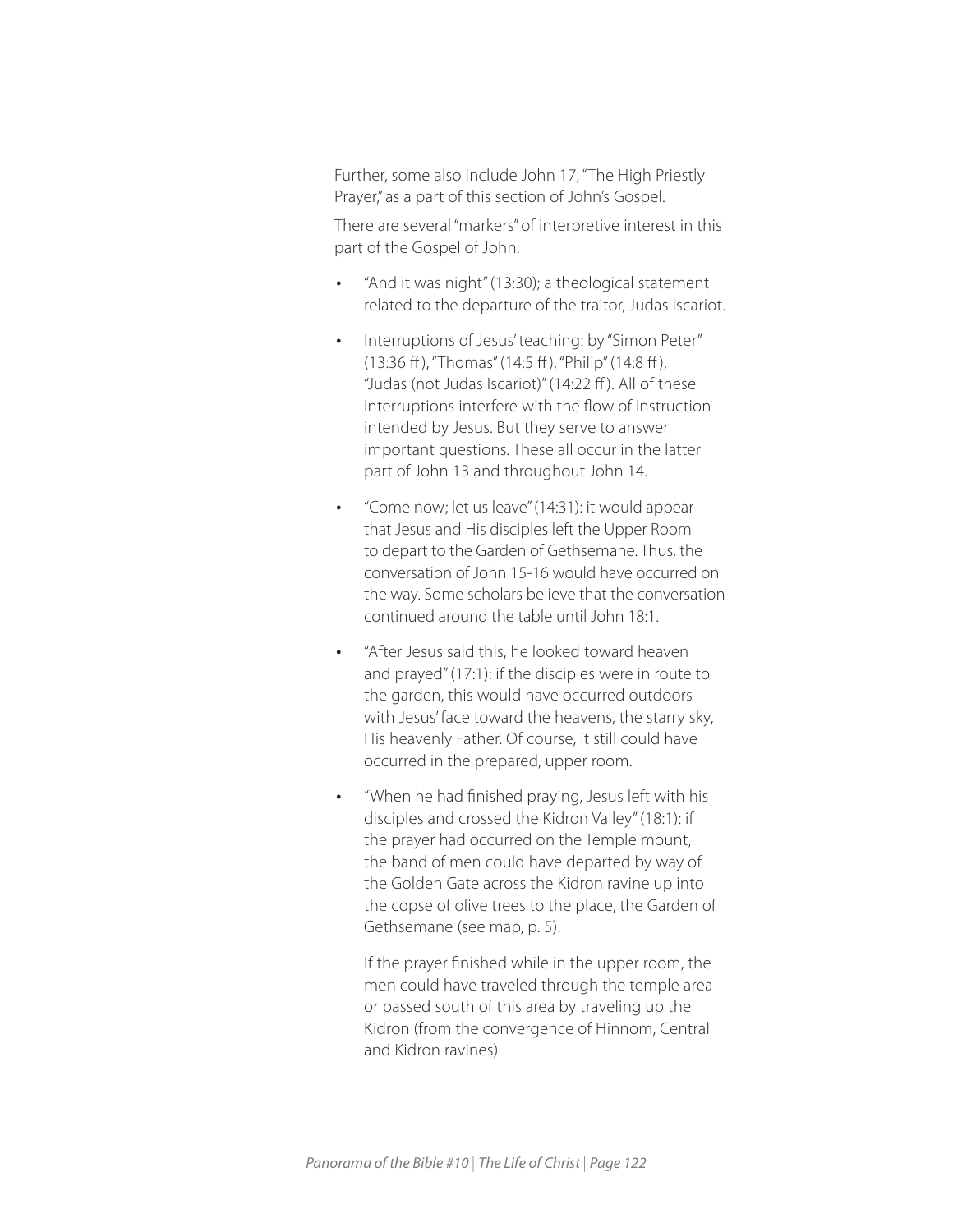Further, some also include John 17, "The High Priestly Prayer," as a part of this section of John's Gospel.

There are several "markers" of interpretive interest in this part of the Gospel of John:

- "And it was night" (13:30); a theological statement related to the departure of the traitor, Judas Iscariot.
- Interruptions of Jesus' teaching: by "Simon Peter" (13:36 ff), "Thomas" (14:5 ff), "Philip" (14:8 ff), "Judas (not Judas Iscariot)" (14:22 ff). All of these interruptions interfere with the flow of instruction intended by Jesus. But they serve to answer important questions. These all occur in the latter part of John 13 and throughout John 14.
- "Come now; let us leave" (14:31): it would appear that Jesus and His disciples left the Upper Room to depart to the Garden of Gethsemane. Thus, the conversation of John 15-16 would have occurred on the way. Some scholars believe that the conversation continued around the table until John 18:1.
- "After Jesus said this, he looked toward heaven and prayed" (17:1): if the disciples were in route to the garden, this would have occurred outdoors with Jesus' face toward the heavens, the starry sky, His heavenly Father. Of course, it still could have occurred in the prepared, upper room.
- "When he had finished praying, Jesus left with his disciples and crossed the Kidron Valley" (18:1): if the prayer had occurred on the Temple mount, the band of men could have departed by way of the Golden Gate across the Kidron ravine up into the copse of olive trees to the place, the Garden of Gethsemane (see map, p. 5).

  If the prayer finished while in the upper room, the men could have traveled through the temple area or passed south of this area by traveling up the Kidron (from the convergence of Hinnom, Central and Kidron ravines).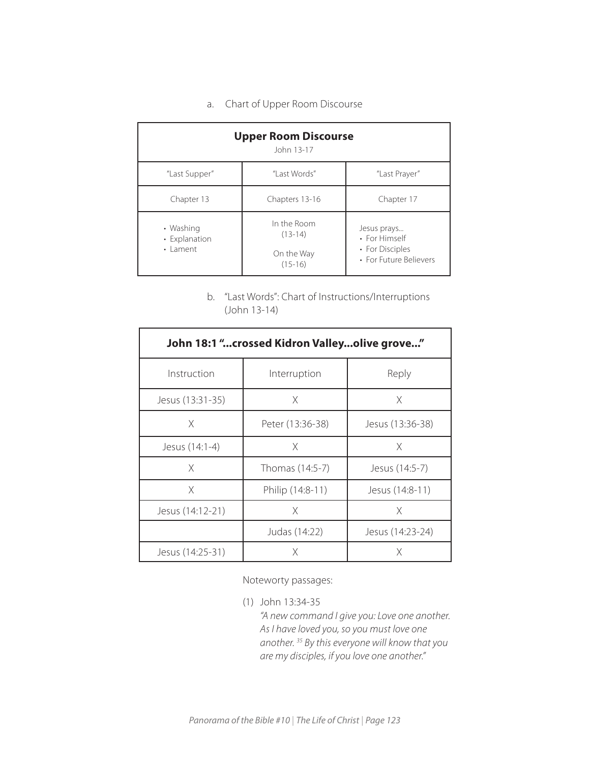a. Chart of Upper Room Discourse

| **Upper Room Discourse** John 13-17 | | |
|---|---|---|
| "Last Supper" | "Last Words" | "Last Prayer" |
| Chapter 13 | Chapters 13-16 | Chapter 17 |
| • Washing<br>• Explanation<br>• Lament | In the Room (13-14)<br><br>On the Way (15-16) | Jesus prays...<br>• For Himself<br>• For Disciples<br>• For Future Believers |

b. "Last Words": Chart of Instructions/Interruptions (John 13-14)

| **John 18:1 "...crossed Kidron Valley...olive grove..."** | | |
|---|---|---|
| Instruction | Interruption | Reply |
| Jesus (13:31-35) | X | X |
| X | Peter (13:36-38) | Jesus (13:36-38) |
| Jesus (14:1-4) | X | X |
| X | Thomas (14:5-7) | Jesus (14:5-7) |
| X | Philip (14:8-11) | Jesus (14:8-11) |
| Jesus (14:12-21) | X | X |
| | Judas (14:22) | Jesus (14:23-24) |
| Jesus (14:25-31) | X | X |

Noteworty passages:

(1) John 13:34-35
*"A new command I give you: Love one another. As I have loved you, so you must love one another. [35] By this everyone will know that you are my disciples, if you love one another."*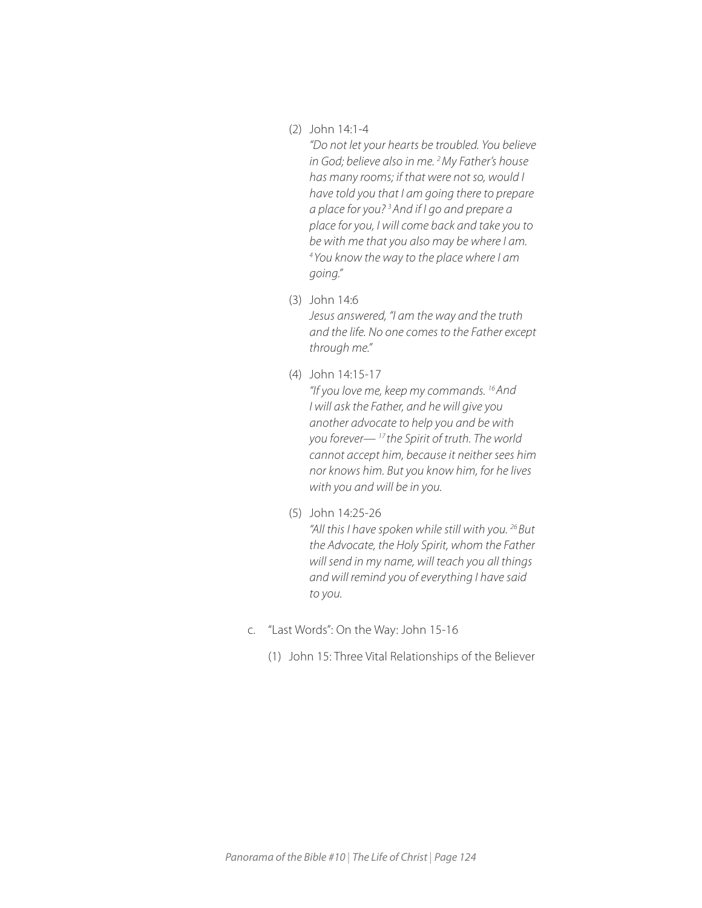(2) John 14:1-4

*"Do not let your hearts be troubled. You believe in God; believe also in me. [2] My Father's house has many rooms; if that were not so, would I have told you that I am going there to prepare a place for you? [3] And if I go and prepare a place for you, I will come back and take you to be with me that you also may be where I am. [4] You know the way to the place where I am going."*

(3) John 14:6

*Jesus answered, "I am the way and the truth and the life. No one comes to the Father except through me."*

(4) John 14:15-17

*"If you love me, keep my commands. [16] And I will ask the Father, and he will give you another advocate to help you and be with you forever— [17] the Spirit of truth. The world cannot accept him, because it neither sees him nor knows him. But you know him, for he lives with you and will be in you.*

(5) John 14:25-26

*"All this I have spoken while still with you. [26] But the Advocate, the Holy Spirit, whom the Father will send in my name, will teach you all things and will remind you of everything I have said to you.*

c. "Last Words": On the Way: John 15-16

(1) John 15: Three Vital Relationships of the Believer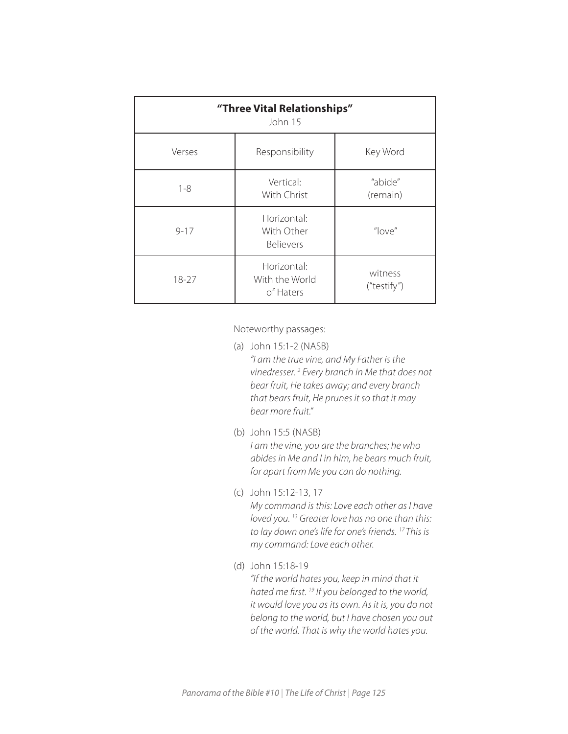| **"Three Vital Relationships"** John 15 | | |
|---|---|---|
| Verses | Responsibility | Key Word |
| 1-8 | Vertical: With Christ | "abide" (remain) |
| 9-17 | Horizontal: With Other Believers | "love" |
| 18-27 | Horizontal: With the World of Haters | witness ("testify") |

Noteworthy passages:

(a) John 15:1-2 (NASB)
*"I am the true vine, and My Father is the vinedresser. [2] Every branch in Me that does not bear fruit, He takes away; and every branch that bears fruit, He prunes it so that it may bear more fruit."*

(b) John 15:5 (NASB)
*I am the vine, you are the branches; he who abides in Me and I in him, he bears much fruit, for apart from Me you can do nothing.*

(c) John 15:12-13, 17
*My command is this: Love each other as I have loved you. [13] Greater love has no one than this: to lay down one's life for one's friends. [17] This is my command: Love each other.*

(d) John 15:18-19
*"If the world hates you, keep in mind that it hated me first. [19] If you belonged to the world, it would love you as its own. As it is, you do not belong to the world, but I have chosen you out of the world. That is why the world hates you.*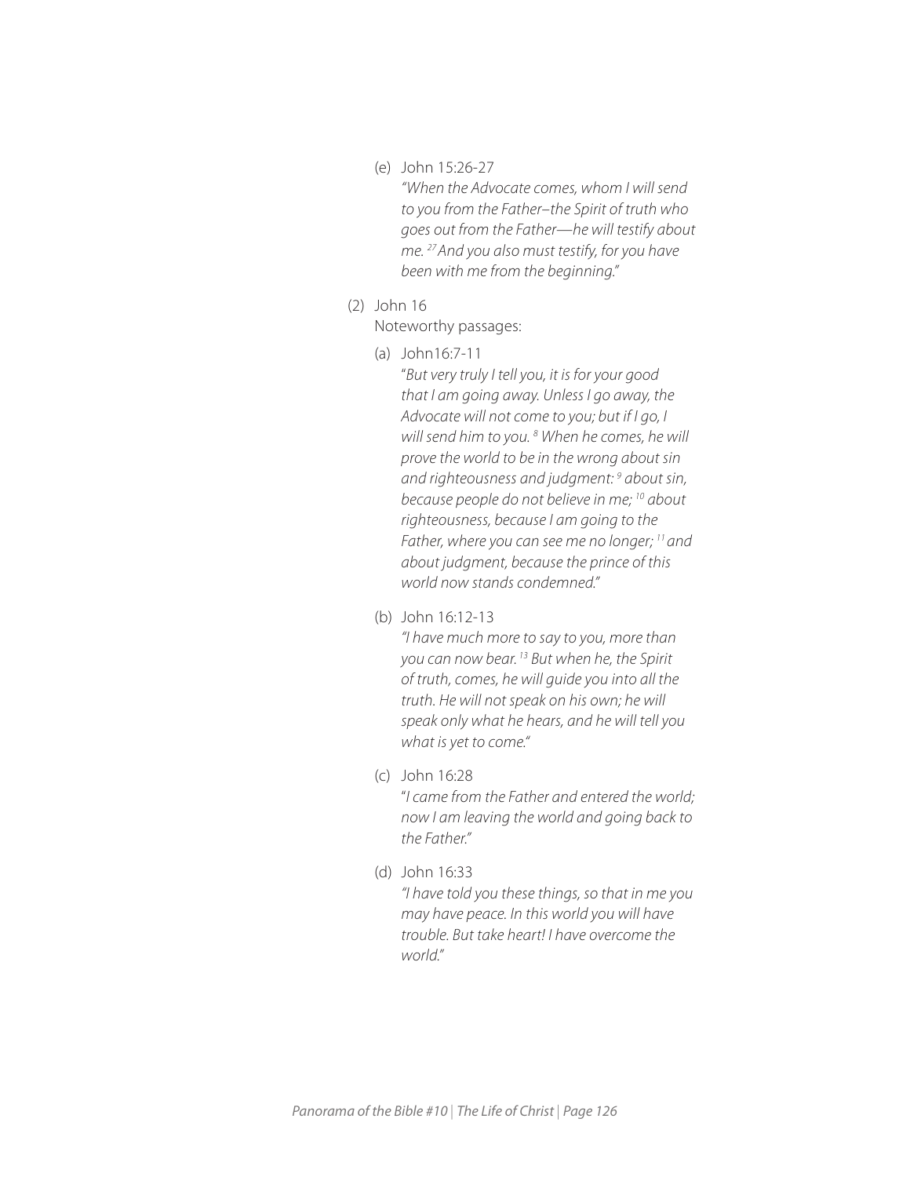(e) John 15:26-27

*"When the Advocate comes, whom I will send to you from the Father–the Spirit of truth who goes out from the Father—he will testify about me. [27] And you also must testify, for you have been with me from the beginning."*

(2) John 16

Noteworthy passages:

(a) John16:7-11

"*But very truly I tell you, it is for your good that I am going away. Unless I go away, the Advocate will not come to you; but if I go, I will send him to you. [8] When he comes, he will prove the world to be in the wrong about sin and righteousness and judgment: [9] about sin, because people do not believe in me; [10] about righteousness, because I am going to the Father, where you can see me no longer; [11] and about judgment, because the prince of this world now stands condemned."*

(b) John 16:12-13

*"I have much more to say to you, more than you can now bear. [13] But when he, the Spirit of truth, comes, he will guide you into all the truth. He will not speak on his own; he will speak only what he hears, and he will tell you what is yet to come."*

(c) John 16:28

"*I came from the Father and entered the world; now I am leaving the world and going back to the Father."*

(d) John 16:33

*"I have told you these things, so that in me you may have peace. In this world you will have trouble. But take heart! I have overcome the world."*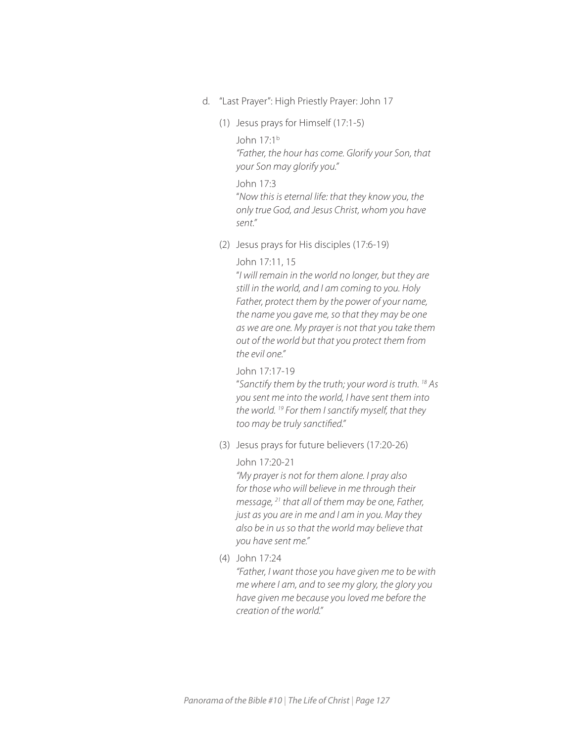d. "Last Prayer": High Priestly Prayer: John 17

   (1) Jesus prays for Himself (17:1-5)

      John 17:1[b]
      *"Father, the hour has come. Glorify your Son, that your Son may glorify you."*

      John 17:3
      "*Now this is eternal life: that they know you, the only true God, and Jesus Christ, whom you have sent.*"

   (2) Jesus prays for His disciples (17:6-19)

      John 17:11, 15
      "*I will remain in the world no longer, but they are still in the world, and I am coming to you. Holy Father, protect them by the power of your name, the name you gave me, so that they may be one as we are one. My prayer is not that you take them out of the world but that you protect them from the evil one.*"

      John 17:17-19
      "*Sanctify them by the truth; your word is truth. [18] As you sent me into the world, I have sent them into the world. [19] For them I sanctify myself, that they too may be truly sanctified.*"

   (3) Jesus prays for future believers (17:20-26)

      John 17:20-21
      *"My prayer is not for them alone. I pray also for those who will believe in me through their message, [21] that all of them may be one, Father, just as you are in me and I am in you. May they also be in us so that the world may believe that you have sent me."*

   (4) John 17:24
      *"Father, I want those you have given me to be with me where I am, and to see my glory, the glory you have given me because you loved me before the creation of the world."*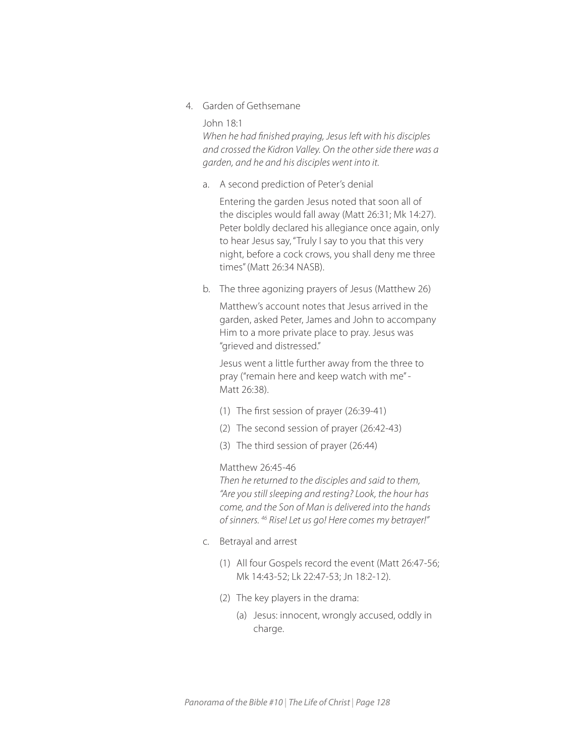4. Garden of Gethsemane

   John 18:1
   *When he had finished praying, Jesus left with his disciples and crossed the Kidron Valley. On the other side there was a garden, and he and his disciples went into it.*

   a. A second prediction of Peter's denial

      Entering the garden Jesus noted that soon all of the disciples would fall away (Matt 26:31; Mk 14:27). Peter boldly declared his allegiance once again, only to hear Jesus say, "Truly I say to you that this very night, before a cock crows, you shall deny me three times" (Matt 26:34 NASB).

   b. The three agonizing prayers of Jesus (Matthew 26)

      Matthew's account notes that Jesus arrived in the garden, asked Peter, James and John to accompany Him to a more private place to pray. Jesus was "grieved and distressed."

      Jesus went a little further away from the three to pray ("remain here and keep watch with me" - Matt 26:38).

      (1) The first session of prayer (26:39-41)

      (2) The second session of prayer (26:42-43)

      (3) The third session of prayer (26:44)

      Matthew 26:45-46
      *Then he returned to the disciples and said to them, "Are you still sleeping and resting? Look, the hour has come, and the Son of Man is delivered into the hands of sinners. [46] Rise! Let us go! Here comes my betrayer!"*

   c. Betrayal and arrest

      (1) All four Gospels record the event (Matt 26:47-56; Mk 14:43-52; Lk 22:47-53; Jn 18:2-12).

      (2) The key players in the drama:

         (a) Jesus: innocent, wrongly accused, oddly in charge.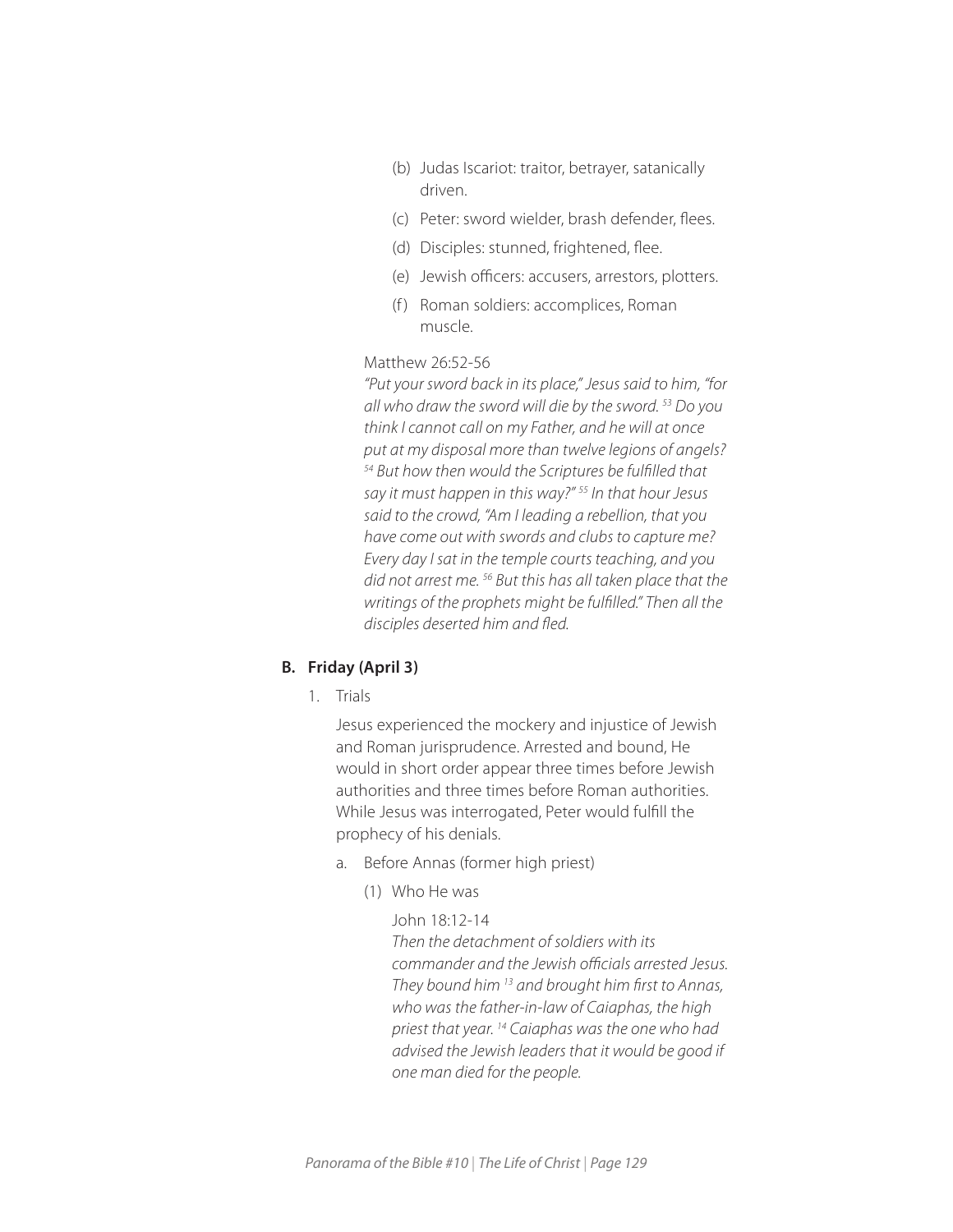(b) Judas Iscariot: traitor, betrayer, satanically driven.

(c) Peter: sword wielder, brash defender, flees.

(d) Disciples: stunned, frightened, flee.

(e) Jewish officers: accusers, arrestors, plotters.

(f) Roman soldiers: accomplices, Roman muscle.

Matthew 26:52-56
*"Put your sword back in its place," Jesus said to him, "for all who draw the sword will die by the sword. [53] Do you think I cannot call on my Father, and he will at once put at my disposal more than twelve legions of angels? [54] But how then would the Scriptures be fulfilled that say it must happen in this way?" [55] In that hour Jesus said to the crowd, "Am I leading a rebellion, that you have come out with swords and clubs to capture me? Every day I sat in the temple courts teaching, and you did not arrest me. [56] But this has all taken place that the writings of the prophets might be fulfilled." Then all the disciples deserted him and fled.*

## B. Friday (April 3)

1. Trials

   Jesus experienced the mockery and injustice of Jewish and Roman jurisprudence. Arrested and bound, He would in short order appear three times before Jewish authorities and three times before Roman authorities. While Jesus was interrogated, Peter would fulfill the prophecy of his denials.

   a. Before Annas (former high priest)

      (1) Who He was

      John 18:12-14
      *Then the detachment of soldiers with its commander and the Jewish officials arrested Jesus. They bound him [13] and brought him first to Annas, who was the father-in-law of Caiaphas, the high priest that year. [14] Caiaphas was the one who had advised the Jewish leaders that it would be good if one man died for the people.*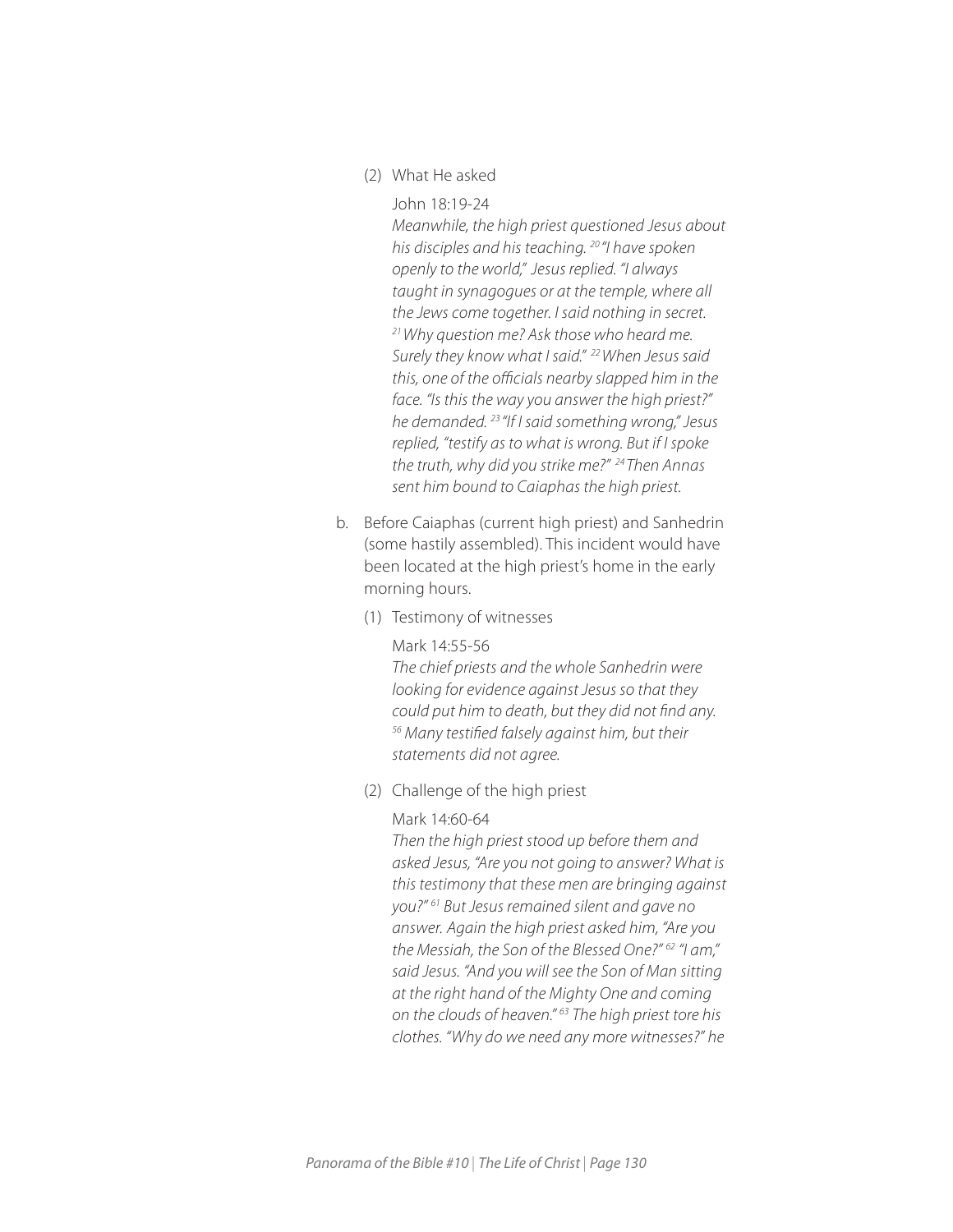(2) What He asked

John 18:19-24

*Meanwhile, the high priest questioned Jesus about his disciples and his teaching. [20] "I have spoken openly to the world," Jesus replied. "I always taught in synagogues or at the temple, where all the Jews come together. I said nothing in secret. [21] Why question me? Ask those who heard me. Surely they know what I said." [22] When Jesus said this, one of the officials nearby slapped him in the face. "Is this the way you answer the high priest?" he demanded. [23] "If I said something wrong," Jesus replied, "testify as to what is wrong. But if I spoke the truth, why did you strike me?" [24] Then Annas sent him bound to Caiaphas the high priest.*

b. Before Caiaphas (current high priest) and Sanhedrin (some hastily assembled). This incident would have been located at the high priest's home in the early morning hours.

(1) Testimony of witnesses

Mark 14:55-56

*The chief priests and the whole Sanhedrin were looking for evidence against Jesus so that they could put him to death, but they did not find any. [56] Many testified falsely against him, but their statements did not agree.*

(2) Challenge of the high priest

Mark 14:60-64

*Then the high priest stood up before them and asked Jesus, "Are you not going to answer? What is this testimony that these men are bringing against you?" [61] But Jesus remained silent and gave no answer. Again the high priest asked him, "Are you the Messiah, the Son of the Blessed One?" [62] "I am," said Jesus. "And you will see the Son of Man sitting at the right hand of the Mighty One and coming on the clouds of heaven." [63] The high priest tore his clothes. "Why do we need any more witnesses?" he*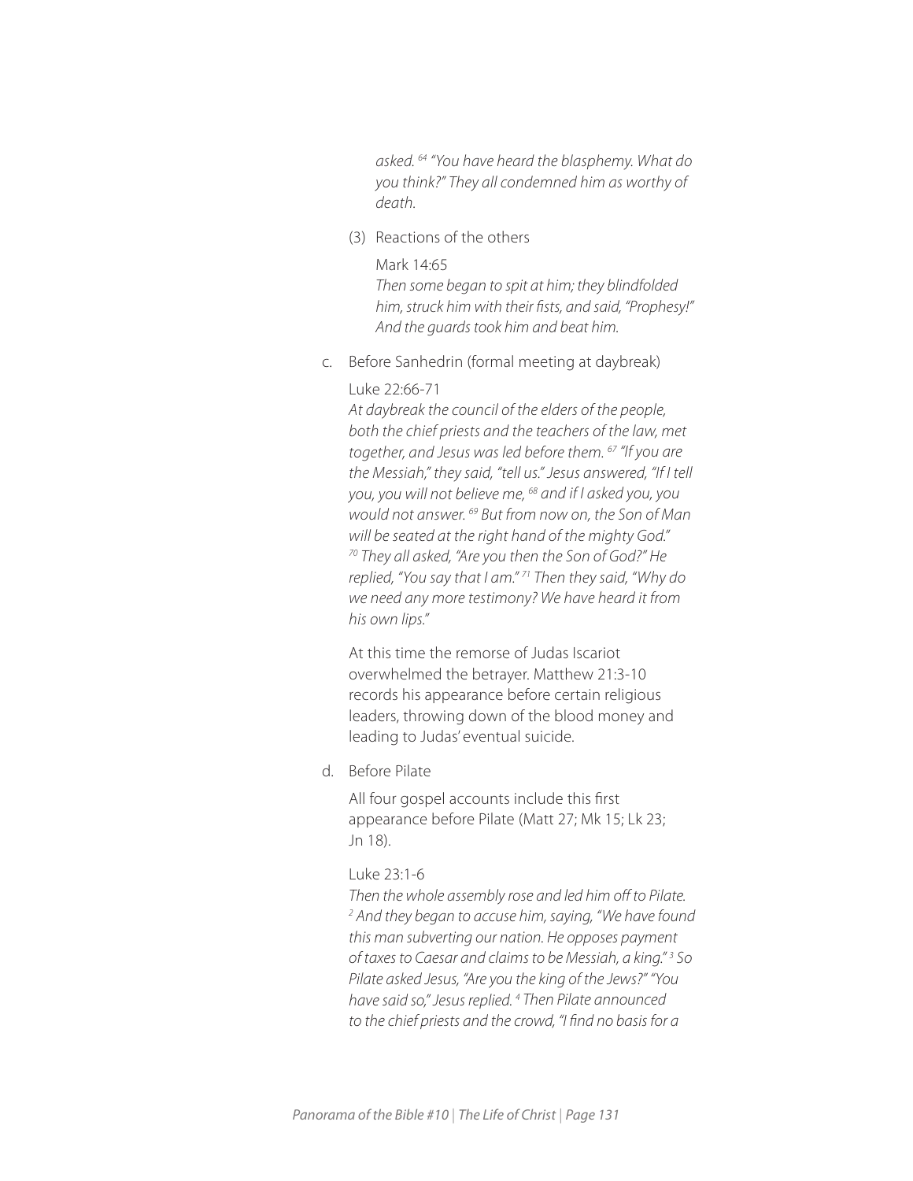*asked. [64] "You have heard the blasphemy. What do you think?" They all condemned him as worthy of death.*

(3) Reactions of the others

Mark 14:65

*Then some began to spit at him; they blindfolded him, struck him with their fists, and said, "Prophesy!" And the guards took him and beat him.*

c. Before Sanhedrin (formal meeting at daybreak)

Luke 22:66-71

*At daybreak the council of the elders of the people, both the chief priests and the teachers of the law, met together, and Jesus was led before them. [67] "If you are the Messiah," they said, "tell us." Jesus answered, "If I tell you, you will not believe me, [68] and if I asked you, you would not answer. [69] But from now on, the Son of Man will be seated at the right hand of the mighty God." [70] They all asked, "Are you then the Son of God?" He replied, "You say that I am." [71] Then they said, "Why do we need any more testimony? We have heard it from his own lips."*

At this time the remorse of Judas Iscariot overwhelmed the betrayer. Matthew 21:3-10 records his appearance before certain religious leaders, throwing down of the blood money and leading to Judas' eventual suicide.

d. Before Pilate

All four gospel accounts include this first appearance before Pilate (Matt 27; Mk 15; Lk 23; Jn 18).

Luke 23:1-6

*Then the whole assembly rose and led him off to Pilate. [2] And they began to accuse him, saying, "We have found this man subverting our nation. He opposes payment of taxes to Caesar and claims to be Messiah, a king." [3] So Pilate asked Jesus, "Are you the king of the Jews?" "You have said so," Jesus replied. [4] Then Pilate announced to the chief priests and the crowd, "I find no basis for a*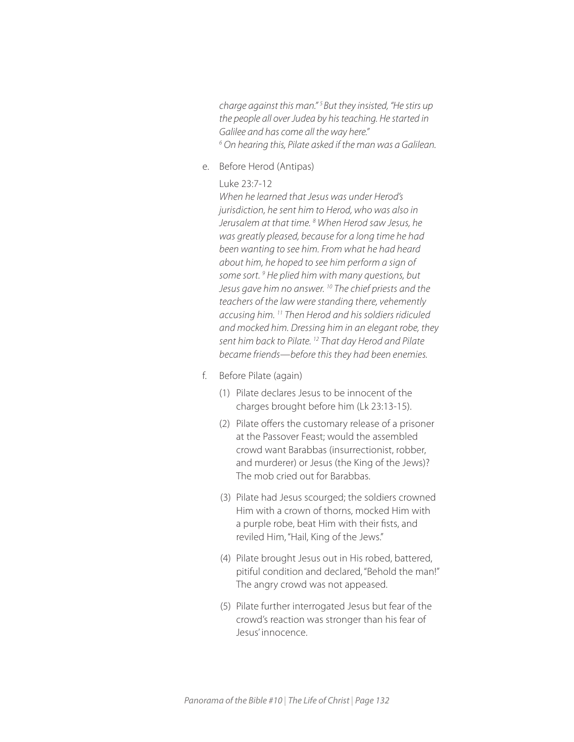*charge against this man."* [5] *But they insisted, "He stirs up the people all over Judea by his teaching. He started in Galilee and has come all the way here."*
[6] *On hearing this, Pilate asked if the man was a Galilean.*

e. Before Herod (Antipas)

Luke 23:7-12
*When he learned that Jesus was under Herod's jurisdiction, he sent him to Herod, who was also in Jerusalem at that time.* [8] *When Herod saw Jesus, he was greatly pleased, because for a long time he had been wanting to see him. From what he had heard about him, he hoped to see him perform a sign of some sort.* [9] *He plied him with many questions, but Jesus gave him no answer.* [10] *The chief priests and the teachers of the law were standing there, vehemently accusing him.* [11] *Then Herod and his soldiers ridiculed and mocked him. Dressing him in an elegant robe, they sent him back to Pilate.* [12] *That day Herod and Pilate became friends—before this they had been enemies.*

f. Before Pilate (again)

(1) Pilate declares Jesus to be innocent of the charges brought before him (Lk 23:13-15).

(2) Pilate offers the customary release of a prisoner at the Passover Feast; would the assembled crowd want Barabbas (insurrectionist, robber, and murderer) or Jesus (the King of the Jews)? The mob cried out for Barabbas.

(3) Pilate had Jesus scourged; the soldiers crowned Him with a crown of thorns, mocked Him with a purple robe, beat Him with their fists, and reviled Him, "Hail, King of the Jews."

(4) Pilate brought Jesus out in His robed, battered, pitiful condition and declared, "Behold the man!" The angry crowd was not appeased.

(5) Pilate further interrogated Jesus but fear of the crowd's reaction was stronger than his fear of Jesus' innocence.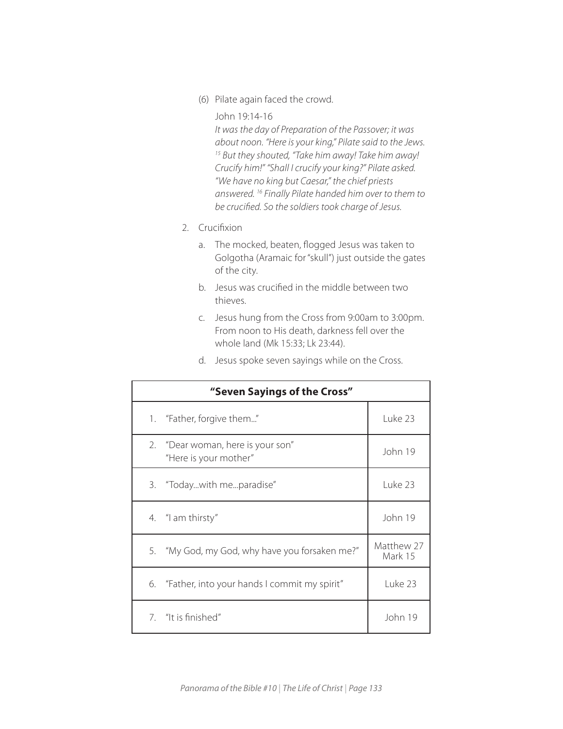(6) Pilate again faced the crowd.

John 19:14-16
*It was the day of Preparation of the Passover; it was about noon. "Here is your king," Pilate said to the Jews.* [15] *But they shouted, "Take him away! Take him away! Crucify him!" "Shall I crucify your king?" Pilate asked. "We have no king but Caesar," the chief priests answered.* [16] *Finally Pilate handed him over to them to be crucified. So the soldiers took charge of Jesus.*

2. Crucifixion

   a. The mocked, beaten, flogged Jesus was taken to Golgotha (Aramaic for "skull") just outside the gates of the city.

   b. Jesus was crucified in the middle between two thieves.

   c. Jesus hung from the Cross from 9:00am to 3:00pm. From noon to His death, darkness fell over the whole land (Mk 15:33; Lk 23:44).

   d. Jesus spoke seven sayings while on the Cross.

| **"Seven Sayings of the Cross"** | |
|---|---|
| 1. "Father, forgive them..." | Luke 23 |
| 2. "Dear woman, here is your son" "Here is your mother" | John 19 |
| 3. "Today...with me...paradise" | Luke 23 |
| 4. "I am thirsty" | John 19 |
| 5. "My God, my God, why have you forsaken me?" | Matthew 27 Mark 15 |
| 6. "Father, into your hands I commit my spirit" | Luke 23 |
| 7. "It is finished" | John 19 |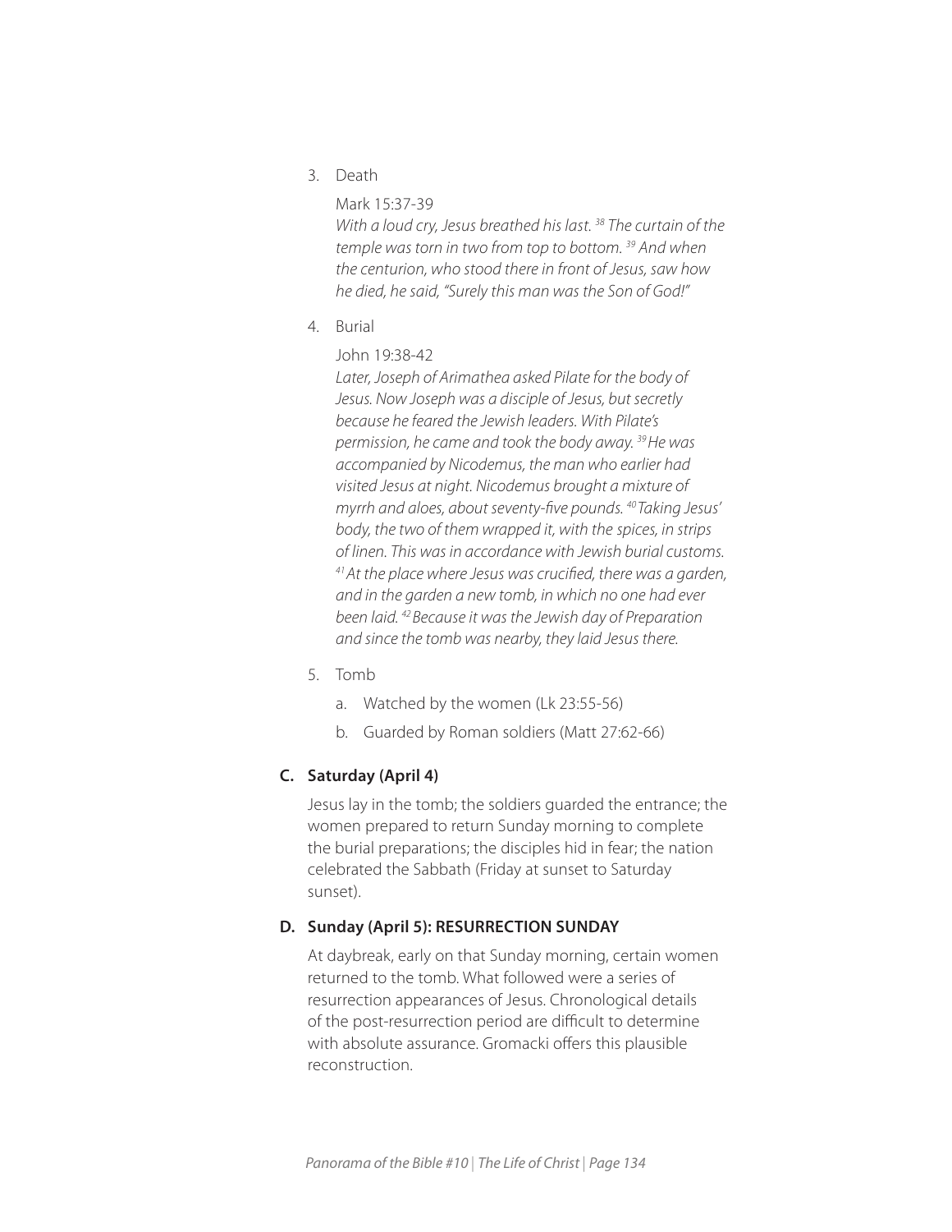3. Death

   Mark 15:37-39

   *With a loud cry, Jesus breathed his last. [38] The curtain of the temple was torn in two from top to bottom. [39] And when the centurion, who stood there in front of Jesus, saw how he died, he said, "Surely this man was the Son of God!"*

4. Burial

   John 19:38-42

   *Later, Joseph of Arimathea asked Pilate for the body of Jesus. Now Joseph was a disciple of Jesus, but secretly because he feared the Jewish leaders. With Pilate's permission, he came and took the body away. [39] He was accompanied by Nicodemus, the man who earlier had visited Jesus at night. Nicodemus brought a mixture of myrrh and aloes, about seventy-five pounds. [40] Taking Jesus' body, the two of them wrapped it, with the spices, in strips of linen. This was in accordance with Jewish burial customs. [41] At the place where Jesus was crucified, there was a garden, and in the garden a new tomb, in which no one had ever been laid. [42] Because it was the Jewish day of Preparation and since the tomb was nearby, they laid Jesus there.*

5. Tomb

   a. Watched by the women (Lk 23:55-56)

   b. Guarded by Roman soldiers (Matt 27:62-66)

### C. Saturday (April 4)

Jesus lay in the tomb; the soldiers guarded the entrance; the women prepared to return Sunday morning to complete the burial preparations; the disciples hid in fear; the nation celebrated the Sabbath (Friday at sunset to Saturday sunset).

### D. Sunday (April 5): RESURRECTION SUNDAY

At daybreak, early on that Sunday morning, certain women returned to the tomb. What followed were a series of resurrection appearances of Jesus. Chronological details of the post-resurrection period are difficult to determine with absolute assurance. Gromacki offers this plausible reconstruction.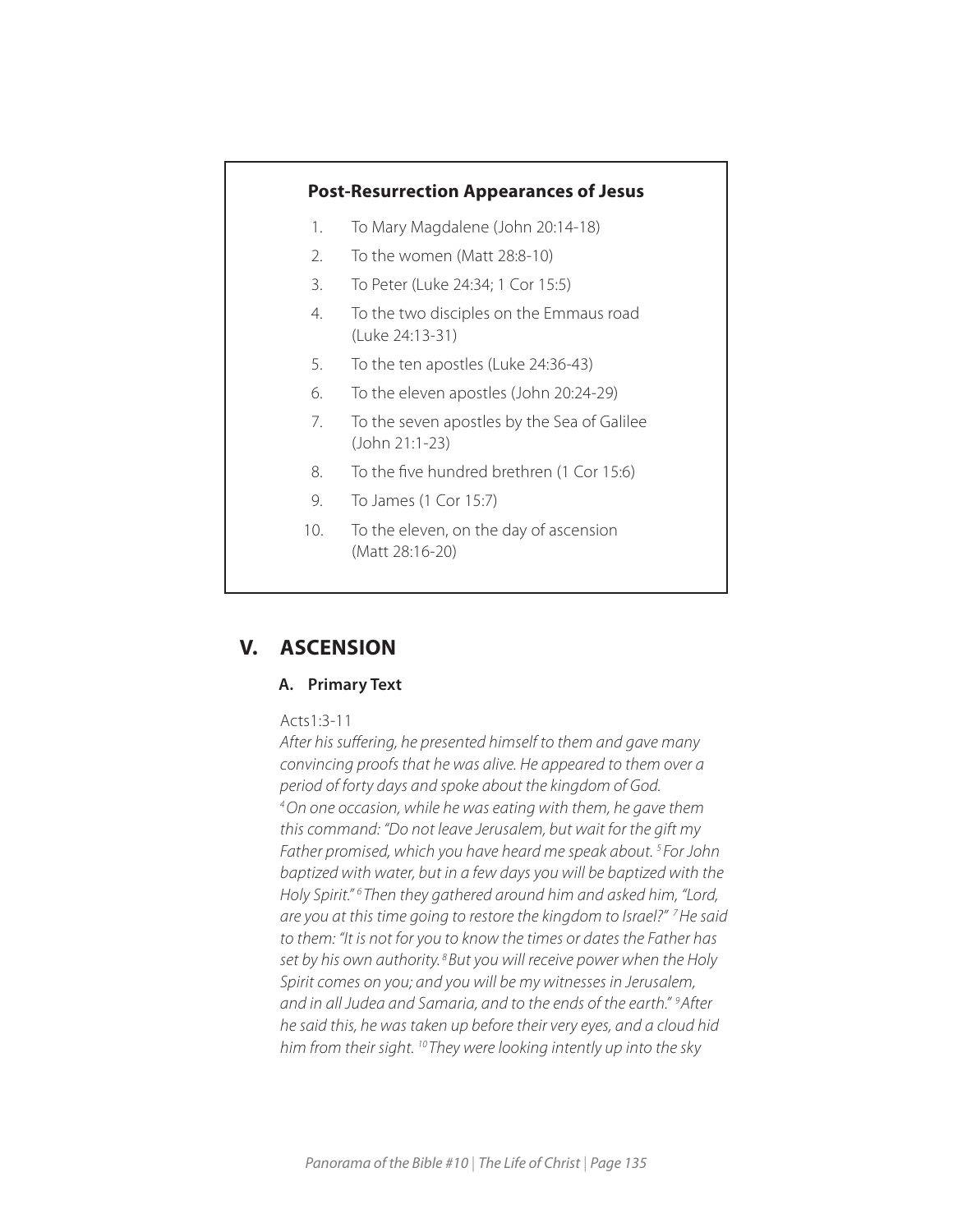**Post-Resurrection Appearances of Jesus**

1. To Mary Magdalene (John 20:14-18)
2. To the women (Matt 28:8-10)
3. To Peter (Luke 24:34; 1 Cor 15:5)
4. To the two disciples on the Emmaus road (Luke 24:13-31)
5. To the ten apostles (Luke 24:36-43)
6. To the eleven apostles (John 20:24-29)
7. To the seven apostles by the Sea of Galilee (John 21:1-23)
8. To the five hundred brethren (1 Cor 15:6)
9. To James (1 Cor 15:7)
10. To the eleven, on the day of ascension (Matt 28:16-20)

## V. ASCENSION

### A. Primary Text

Acts1:3-11

*After his suffering, he presented himself to them and gave many convincing proofs that he was alive. He appeared to them over a period of forty days and spoke about the kingdom of God. [4] On one occasion, while he was eating with them, he gave them this command: "Do not leave Jerusalem, but wait for the gift my Father promised, which you have heard me speak about. [5] For John baptized with water, but in a few days you will be baptized with the Holy Spirit." [6] Then they gathered around him and asked him, "Lord, are you at this time going to restore the kingdom to Israel?" [7] He said to them: "It is not for you to know the times or dates the Father has set by his own authority. [8] But you will receive power when the Holy Spirit comes on you; and you will be my witnesses in Jerusalem, and in all Judea and Samaria, and to the ends of the earth." [9] After he said this, he was taken up before their very eyes, and a cloud hid him from their sight. [10] They were looking intently up into the sky*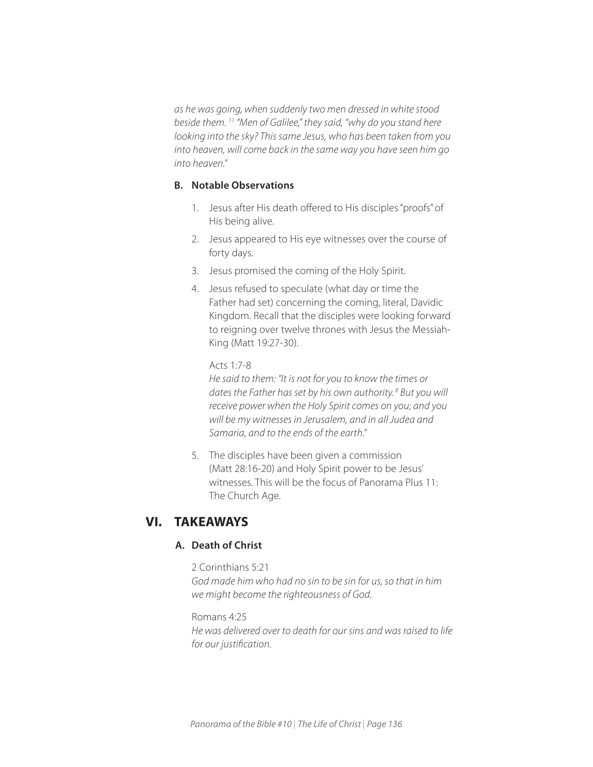*as he was going, when suddenly two men dressed in white stood beside them. [11] "Men of Galilee," they said, "why do you stand here looking into the sky? This same Jesus, who has been taken from you into heaven, will come back in the same way you have seen him go into heaven."*

### B. Notable Observations

1. Jesus after His death offered to His disciples "proofs" of His being alive.
2. Jesus appeared to His eye witnesses over the course of forty days.
3. Jesus promised the coming of the Holy Spirit.
4. Jesus refused to speculate (what day or time the Father had set) concerning the coming, literal, Davidic Kingdom. Recall that the disciples were looking forward to reigning over twelve thrones with Jesus the Messiah-King (Matt 19:27-30).

   Acts 1:7-8
   *He said to them: "It is not for you to know the times or dates the Father has set by his own authority. [8] But you will receive power when the Holy Spirit comes on you; and you will be my witnesses in Jerusalem, and in all Judea and Samaria, and to the ends of the earth."*

5. The disciples have been given a commission (Matt 28:16-20) and Holy Spirit power to be Jesus' witnesses. This will be the focus of Panorama Plus 11: The Church Age.

## VI. TAKEAWAYS

### A. Death of Christ

2 Corinthians 5:21
*God made him who had no sin to be sin for us, so that in him we might become the righteousness of God.*

Romans 4:25
*He was delivered over to death for our sins and was raised to life for our justification.*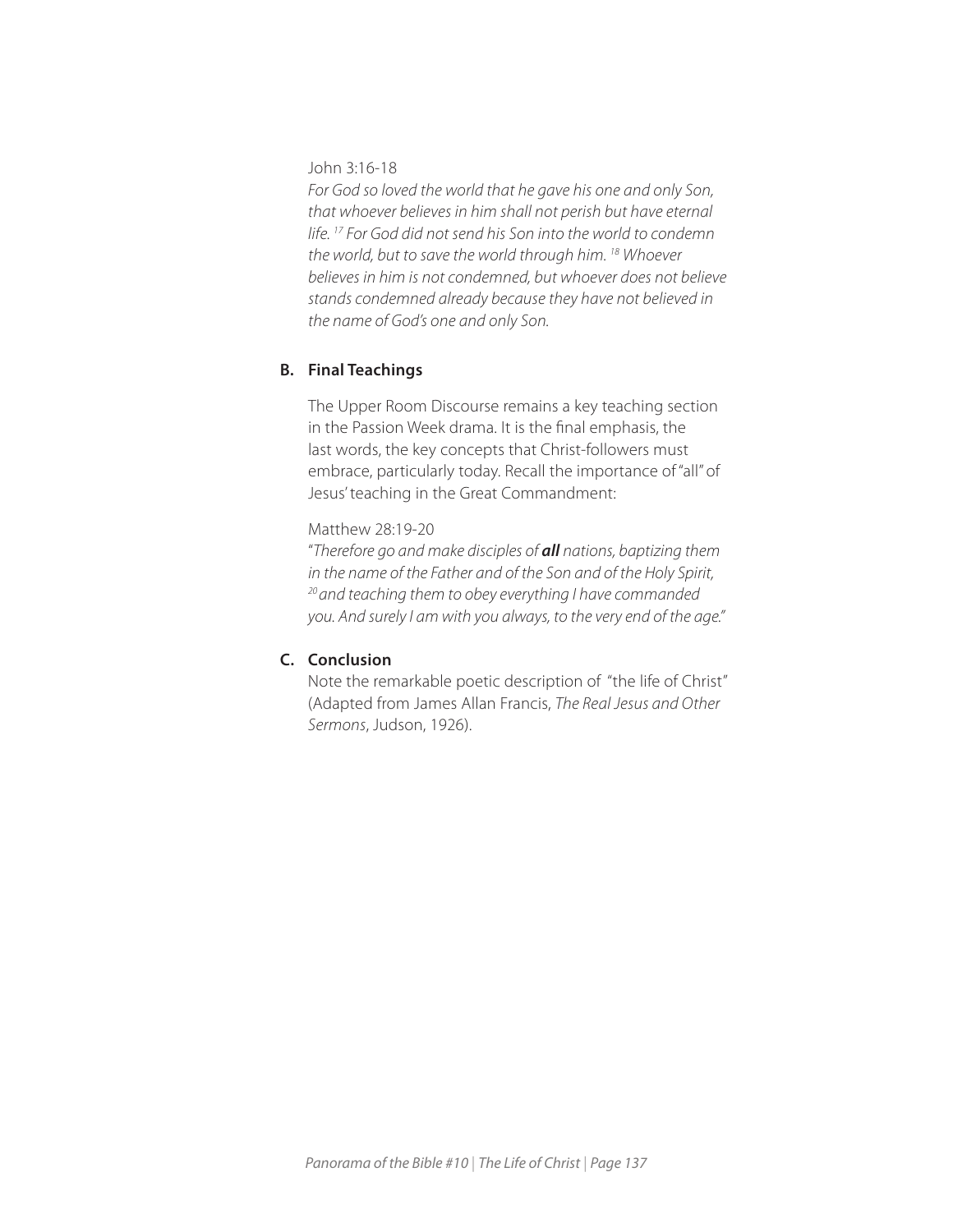John 3:16-18

*For God so loved the world that he gave his one and only Son, that whoever believes in him shall not perish but have eternal life. [17] For God did not send his Son into the world to condemn the world, but to save the world through him. [18] Whoever believes in him is not condemned, but whoever does not believe stands condemned already because they have not believed in the name of God's one and only Son.*

### B. Final Teachings

The Upper Room Discourse remains a key teaching section in the Passion Week drama. It is the final emphasis, the last words, the key concepts that Christ-followers must embrace, particularly today. Recall the importance of "all" of Jesus' teaching in the Great Commandment:

Matthew 28:19-20

"*Therefore go and make disciples of **all** nations, baptizing them in the name of the Father and of the Son and of the Holy Spirit, [20] and teaching them to obey everything I have commanded you. And surely I am with you always, to the very end of the age.*"

### C. Conclusion

Note the remarkable poetic description of "the life of Christ" (Adapted from James Allan Francis, *The Real Jesus and Other Sermons*, Judson, 1926).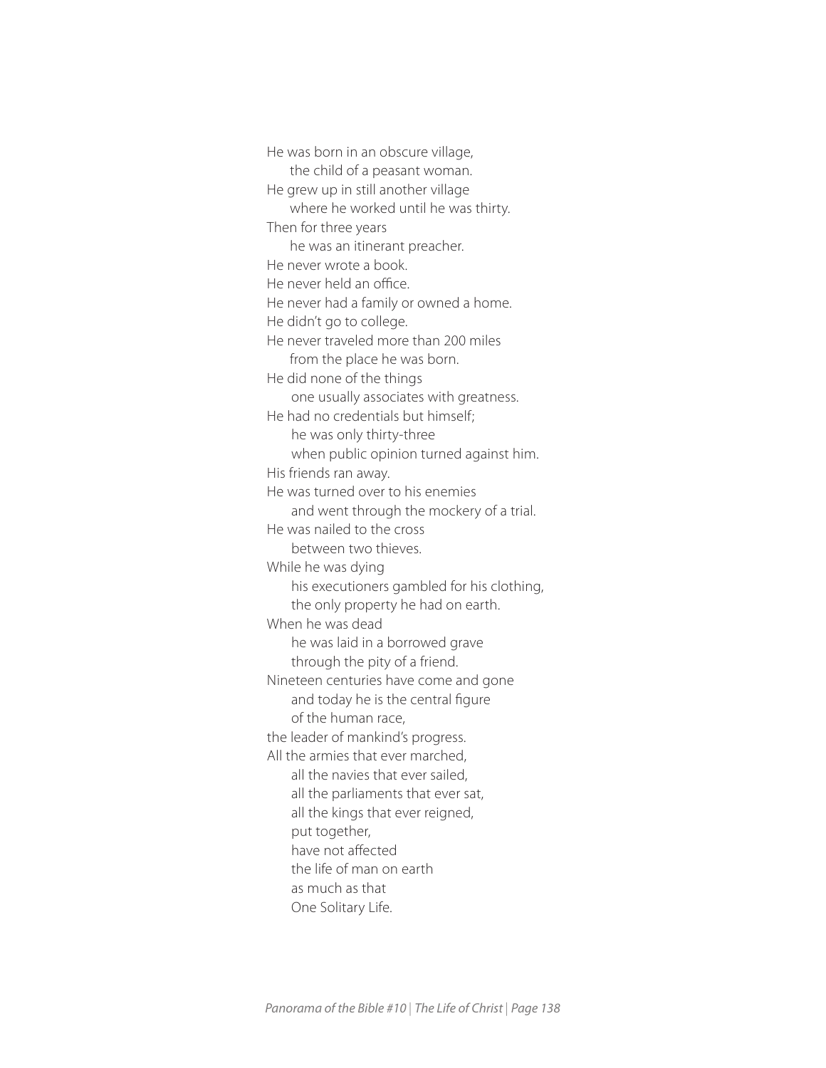He was born in an obscure village,  
&nbsp;&nbsp;&nbsp;&nbsp;the child of a peasant woman.  
He grew up in still another village  
&nbsp;&nbsp;&nbsp;&nbsp;where he worked until he was thirty.  
Then for three years  
&nbsp;&nbsp;&nbsp;&nbsp;he was an itinerant preacher.  
He never wrote a book.  
He never held an office.  
He never had a family or owned a home.  
He didn't go to college.  
He never traveled more than 200 miles  
&nbsp;&nbsp;&nbsp;&nbsp;from the place he was born.  
He did none of the things  
&nbsp;&nbsp;&nbsp;&nbsp;one usually associates with greatness.  
He had no credentials but himself;  
&nbsp;&nbsp;&nbsp;&nbsp;he was only thirty-three  
&nbsp;&nbsp;&nbsp;&nbsp;when public opinion turned against him.  
His friends ran away.  
He was turned over to his enemies  
&nbsp;&nbsp;&nbsp;&nbsp;and went through the mockery of a trial.  
He was nailed to the cross  
&nbsp;&nbsp;&nbsp;&nbsp;between two thieves.  
While he was dying  
&nbsp;&nbsp;&nbsp;&nbsp;his executioners gambled for his clothing,  
&nbsp;&nbsp;&nbsp;&nbsp;the only property he had on earth.  
When he was dead  
&nbsp;&nbsp;&nbsp;&nbsp;he was laid in a borrowed grave  
&nbsp;&nbsp;&nbsp;&nbsp;through the pity of a friend.  
Nineteen centuries have come and gone  
&nbsp;&nbsp;&nbsp;&nbsp;and today he is the central figure  
&nbsp;&nbsp;&nbsp;&nbsp;of the human race,  
the leader of mankind's progress.  
All the armies that ever marched,  
&nbsp;&nbsp;&nbsp;&nbsp;all the navies that ever sailed,  
&nbsp;&nbsp;&nbsp;&nbsp;all the parliaments that ever sat,  
&nbsp;&nbsp;&nbsp;&nbsp;all the kings that ever reigned,  
&nbsp;&nbsp;&nbsp;&nbsp;put together,  
&nbsp;&nbsp;&nbsp;&nbsp;have not affected  
&nbsp;&nbsp;&nbsp;&nbsp;the life of man on earth  
&nbsp;&nbsp;&nbsp;&nbsp;as much as that  
&nbsp;&nbsp;&nbsp;&nbsp;One Solitary Life.